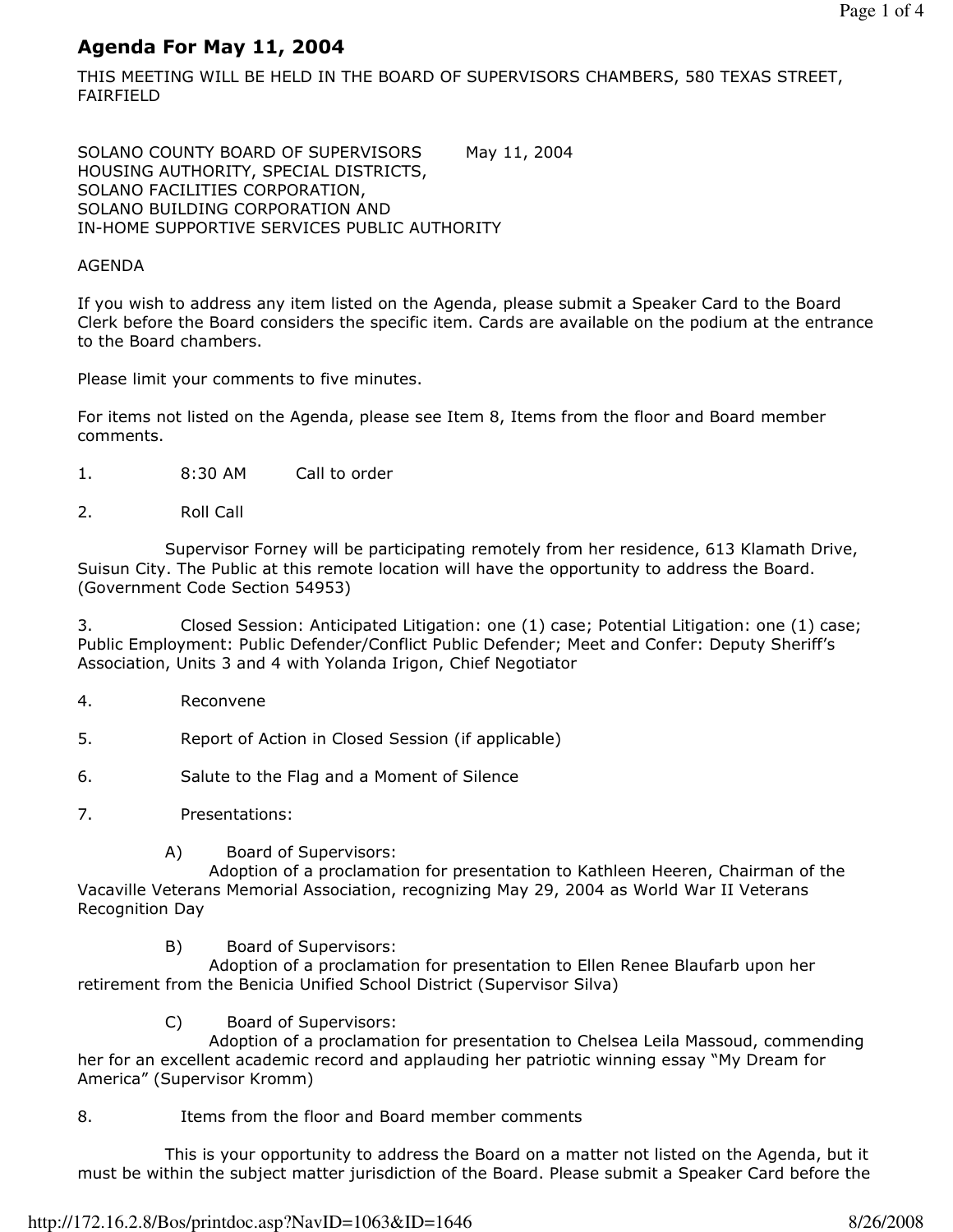# Agenda For May 11, 2004

THIS MEETING WILL BE HELD IN THE BOARD OF SUPERVISORS CHAMBERS, 580 TEXAS STREET, FAIRFIELD

SOLANO COUNTY BOARD OF SUPERVISORS May 11, 2004
HOUSING AUTHORITY, SPECIAL DISTRICTS,
SOLANO FACILITIES CORPORATION,
SOLANO BUILDING CORPORATION AND
IN-HOME SUPPORTIVE SERVICES PUBLIC AUTHORITY

AGENDA

If you wish to address any item listed on the Agenda, please submit a Speaker Card to the Board Clerk before the Board considers the specific item. Cards are available on the podium at the entrance to the Board chambers.

Please limit your comments to five minutes.

For items not listed on the Agenda, please see Item 8, Items from the floor and Board member comments.

1. 8:30 AM Call to order

2. Roll Call

Supervisor Forney will be participating remotely from her residence, 613 Klamath Drive, Suisun City. The Public at this remote location will have the opportunity to address the Board. (Government Code Section 54953)

3. Closed Session: Anticipated Litigation: one (1) case; Potential Litigation: one (1) case; Public Employment: Public Defender/Conflict Public Defender; Meet and Confer: Deputy Sheriff's Association, Units 3 and 4 with Yolanda Irigon, Chief Negotiator

4. Reconvene

5. Report of Action in Closed Session (if applicable)

6. Salute to the Flag and a Moment of Silence

7. Presentations:

A) Board of Supervisors:
Adoption of a proclamation for presentation to Kathleen Heeren, Chairman of the Vacaville Veterans Memorial Association, recognizing May 29, 2004 as World War II Veterans Recognition Day

B) Board of Supervisors:
Adoption of a proclamation for presentation to Ellen Renee Blaufarb upon her retirement from the Benicia Unified School District (Supervisor Silva)

C) Board of Supervisors:
Adoption of a proclamation for presentation to Chelsea Leila Massoud, commending her for an excellent academic record and applauding her patriotic winning essay "My Dream for America" (Supervisor Kromm)

8. Items from the floor and Board member comments

This is your opportunity to address the Board on a matter not listed on the Agenda, but it must be within the subject matter jurisdiction of the Board. Please submit a Speaker Card before the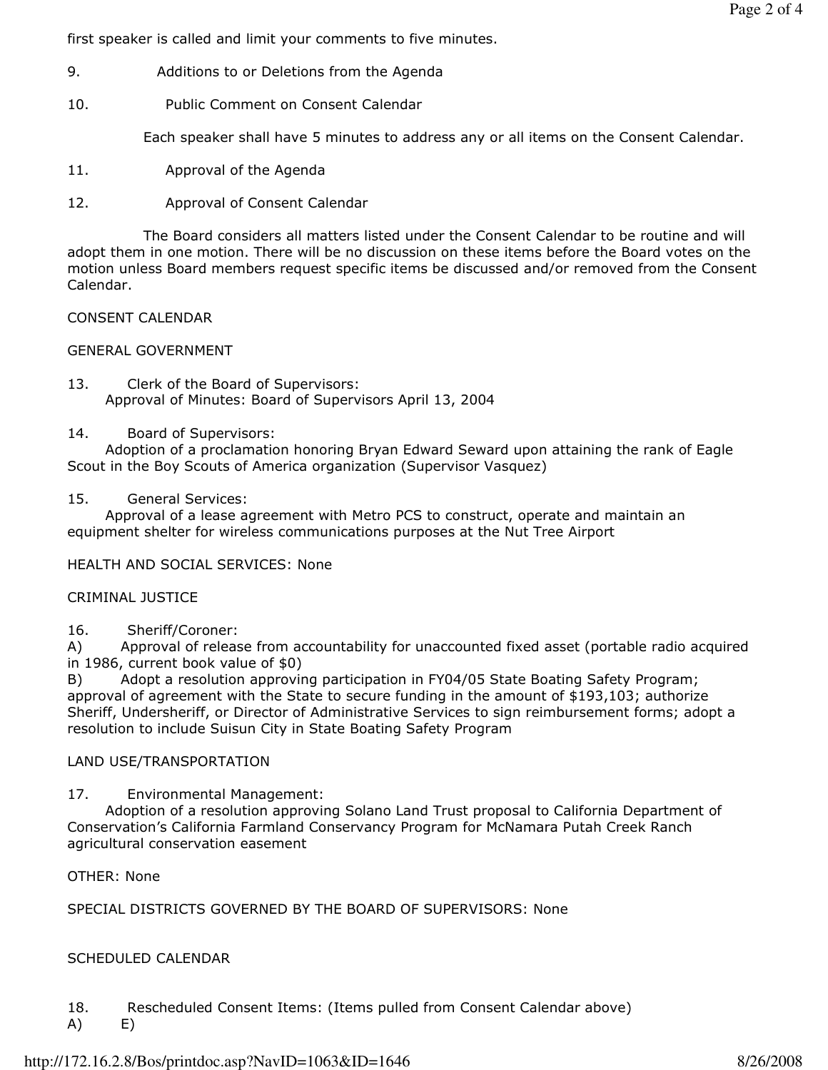first speaker is called and limit your comments to five minutes.

9. Additions to or Deletions from the Agenda

10. Public Comment on Consent Calendar

Each speaker shall have 5 minutes to address any or all items on the Consent Calendar.

11. Approval of the Agenda

12. Approval of Consent Calendar

The Board considers all matters listed under the Consent Calendar to be routine and will adopt them in one motion. There will be no discussion on these items before the Board votes on the motion unless Board members request specific items be discussed and/or removed from the Consent Calendar.

CONSENT CALENDAR

GENERAL GOVERNMENT

13. Clerk of the Board of Supervisors:
Approval of Minutes: Board of Supervisors April 13, 2004

14. Board of Supervisors:
Adoption of a proclamation honoring Bryan Edward Seward upon attaining the rank of Eagle Scout in the Boy Scouts of America organization (Supervisor Vasquez)

15. General Services:
Approval of a lease agreement with Metro PCS to construct, operate and maintain an equipment shelter for wireless communications purposes at the Nut Tree Airport

HEALTH AND SOCIAL SERVICES: None

CRIMINAL JUSTICE

16. Sheriff/Coroner:
A) Approval of release from accountability for unaccounted fixed asset (portable radio acquired in 1986, current book value of $0)
B) Adopt a resolution approving participation in FY04/05 State Boating Safety Program; approval of agreement with the State to secure funding in the amount of $193,103; authorize Sheriff, Undersheriff, or Director of Administrative Services to sign reimbursement forms; adopt a resolution to include Suisun City in State Boating Safety Program

LAND USE/TRANSPORTATION

17. Environmental Management:
Adoption of a resolution approving Solano Land Trust proposal to California Department of Conservation's California Farmland Conservancy Program for McNamara Putah Creek Ranch agricultural conservation easement

OTHER: None

SPECIAL DISTRICTS GOVERNED BY THE BOARD OF SUPERVISORS: None

SCHEDULED CALENDAR

18. Rescheduled Consent Items: (Items pulled from Consent Calendar above)
A) E)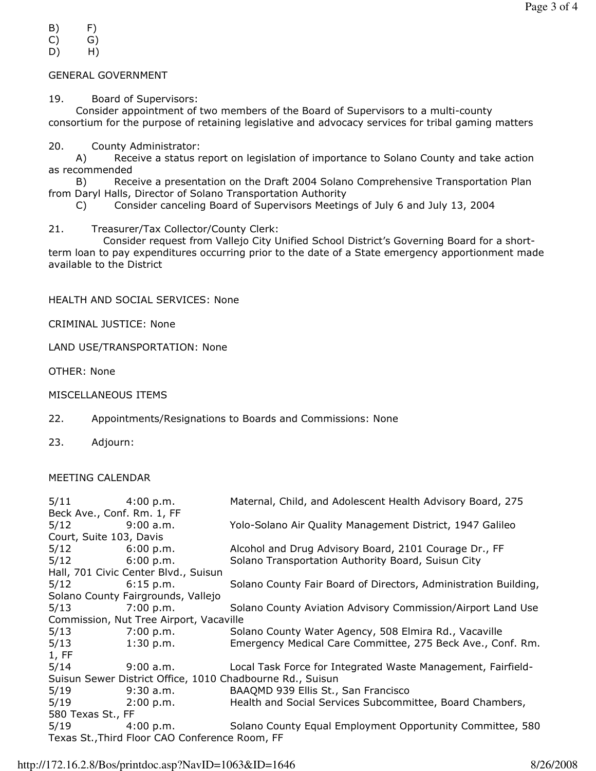B) F)
C) G)
D) H)

GENERAL GOVERNMENT

19. Board of Supervisors:
Consider appointment of two members of the Board of Supervisors to a multi-county consortium for the purpose of retaining legislative and advocacy services for tribal gaming matters

20. County Administrator:
A) Receive a status report on legislation of importance to Solano County and take action as recommended
B) Receive a presentation on the Draft 2004 Solano Comprehensive Transportation Plan from Daryl Halls, Director of Solano Transportation Authority
C) Consider canceling Board of Supervisors Meetings of July 6 and July 13, 2004

21. Treasurer/Tax Collector/County Clerk:
Consider request from Vallejo City Unified School District's Governing Board for a short-term loan to pay expenditures occurring prior to the date of a State emergency apportionment made available to the District

HEALTH AND SOCIAL SERVICES: None

CRIMINAL JUSTICE: None

LAND USE/TRANSPORTATION: None

OTHER: None

MISCELLANEOUS ITEMS

22. Appointments/Resignations to Boards and Commissions: None

23. Adjourn:

MEETING CALENDAR

| | | |
|---|---|---|
| 5/11 | 4:00 p.m. | Maternal, Child, and Adolescent Health Advisory Board, 275 Beck Ave., Conf. Rm. 1, FF |
| 5/12 | 9:00 a.m. | Yolo-Solano Air Quality Management District, 1947 Galileo Court, Suite 103, Davis |
| 5/12 | 6:00 p.m. | Alcohol and Drug Advisory Board, 2101 Courage Dr., FF |
| 5/12 | 6:00 p.m. | Solano Transportation Authority Board, Suisun City Hall, 701 Civic Center Blvd., Suisun |
| 5/12 | 6:15 p.m. | Solano County Fair Board of Directors, Administration Building, Solano County Fairgrounds, Vallejo |
| 5/13 | 7:00 p.m. | Solano County Aviation Advisory Commission/Airport Land Use Commission, Nut Tree Airport, Vacaville |
| 5/13 | 7:00 p.m. | Solano County Water Agency, 508 Elmira Rd., Vacaville |
| 5/13 | 1:30 p.m. | Emergency Medical Care Committee, 275 Beck Ave., Conf. Rm. 1, FF |
| 5/14 | 9:00 a.m. | Local Task Force for Integrated Waste Management, Fairfield-Suisun Sewer District Office, 1010 Chadbourne Rd., Suisun |
| 5/19 | 9:30 a.m. | BAAQMD 939 Ellis St., San Francisco |
| 5/19 | 2:00 p.m. | Health and Social Services Subcommittee, Board Chambers, 580 Texas St., FF |
| 5/19 | 4:00 p.m. | Solano County Equal Employment Opportunity Committee, 580 Texas St.,Third Floor CAO Conference Room, FF |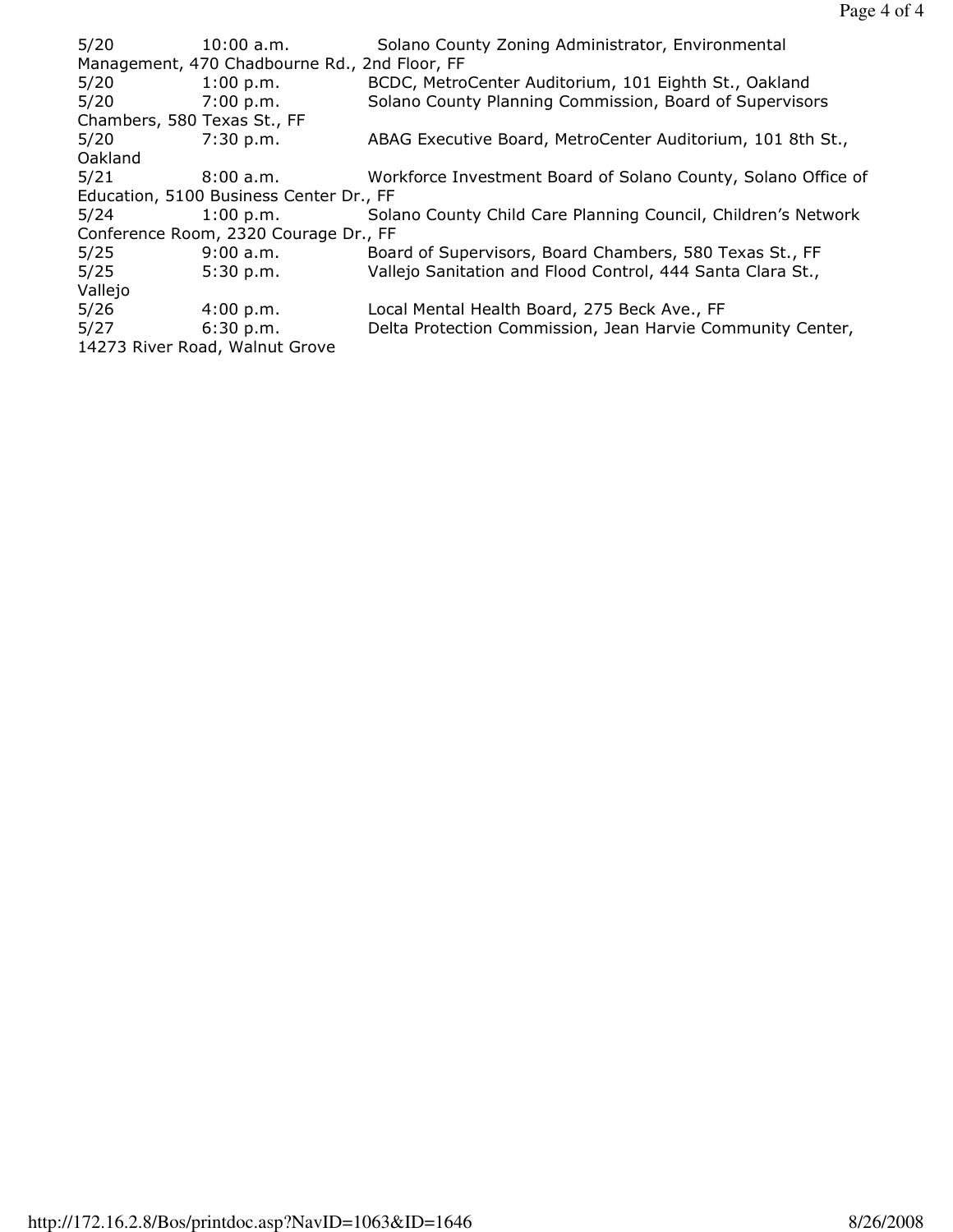5/20 10:00 a.m. Solano County Zoning Administrator, Environmental Management, 470 Chadbourne Rd., 2nd Floor, FF
5/20 1:00 p.m. BCDC, MetroCenter Auditorium, 101 Eighth St., Oakland
5/20 7:00 p.m. Solano County Planning Commission, Board of Supervisors Chambers, 580 Texas St., FF
5/20 7:30 p.m. ABAG Executive Board, MetroCenter Auditorium, 101 8th St., Oakland
5/21 8:00 a.m. Workforce Investment Board of Solano County, Solano Office of Education, 5100 Business Center Dr., FF
5/24 1:00 p.m. Solano County Child Care Planning Council, Children's Network Conference Room, 2320 Courage Dr., FF
5/25 9:00 a.m. Board of Supervisors, Board Chambers, 580 Texas St., FF
5/25 5:30 p.m. Vallejo Sanitation and Flood Control, 444 Santa Clara St., Vallejo
5/26 4:00 p.m. Local Mental Health Board, 275 Beck Ave., FF
5/27 6:30 p.m. Delta Protection Commission, Jean Harvie Community Center, 14273 River Road, Walnut Grove